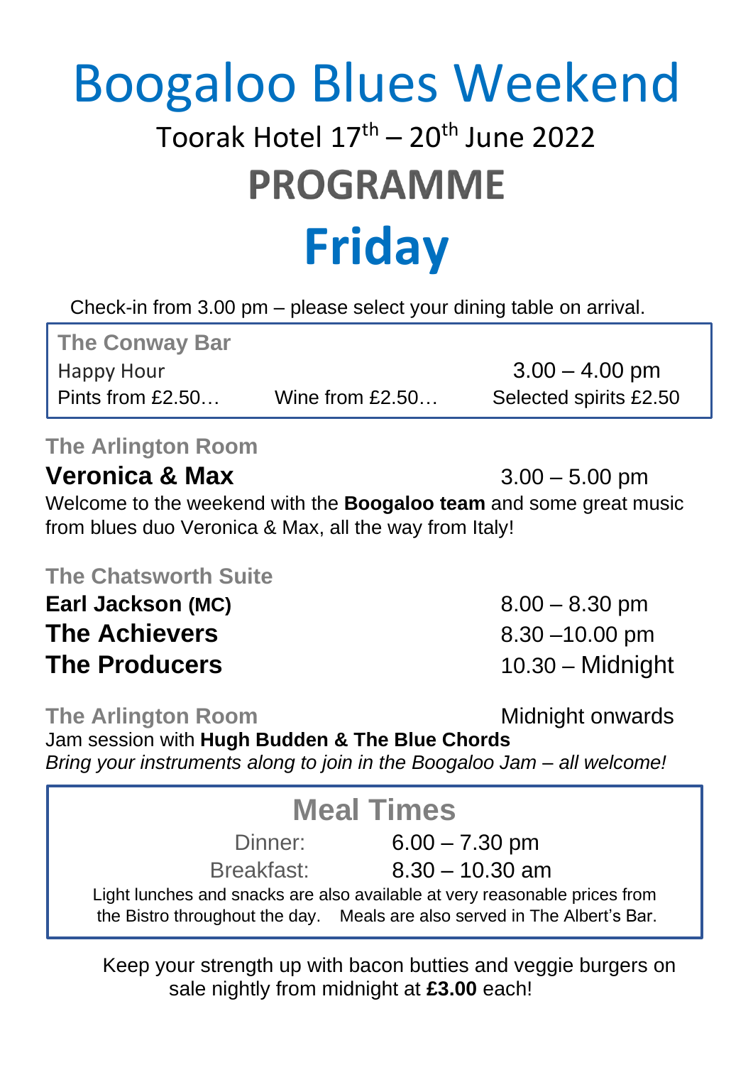# Boogaloo Blues Weekend

## Toorak Hotel 17th – 20th June 2022

# PROGRAMME

# Friday

Check-in from 3.00 pm – please select your dining table on arrival.

**The Conway Bar**

Happy Hour 3.00 – 4.00 pm

Pints from £2.50… Wine from £2.50… Selected spirits £2.50

**The Arlington Room**

**Veronica & Max** 3.00 – 5.00 pm

Welcome to the weekend with the **Boogaloo team** and some great music from blues duo Veronica & Max, all the way from Italy!

**The Chatsworth Suite**

**Earl Jackson (MC)** 8.00 – 8.30 pm

**The Achievers** 8.30 –10.00 pm

**The Producers** 10.30 – Midnight

**The Arlington Room** Midnight onwards

Jam session with **Hugh Budden & The Blue Chords**

*Bring your instruments along to join in the Boogaloo Jam – all welcome!*

## Meal Times

Dinner: 6.00 – 7.30 pm

Breakfast: 8.30 – 10.30 am

Light lunches and snacks are also available at very reasonable prices from the Bistro throughout the day. Meals are also served in The Albert's Bar.

Keep your strength up with bacon butties and veggie burgers on sale nightly from midnight at **£3.00** each!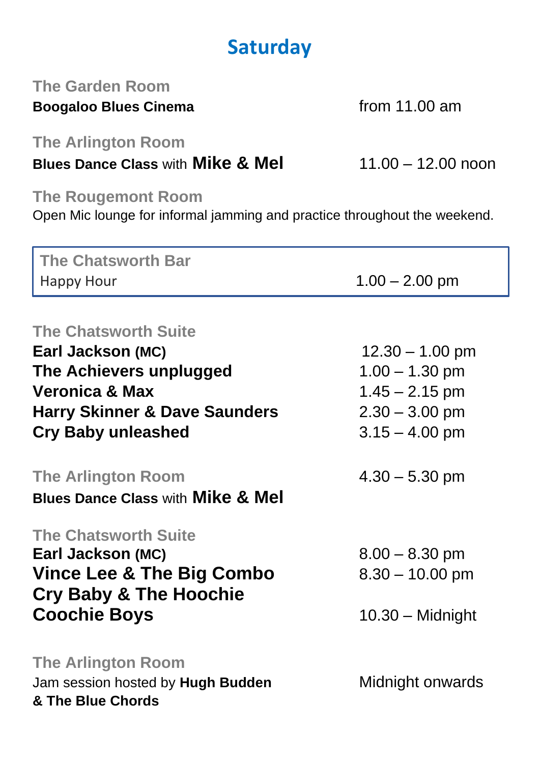# Saturday

**The Garden Room**

**Boogaloo Blues Cinema** from 11.00 am

**The Arlington Room**

**Blues Dance Class** with **Mike & Mel** 11.00 – 12.00 noon

**The Rougemont Room**

Open Mic lounge for informal jamming and practice throughout the weekend.

**The Chatsworth Bar**

Happy Hour 1.00 – 2.00 pm

**The Chatsworth Suite**

| | |
|---|---|
| **Earl Jackson (MC)** | 12.30 – 1.00 pm |
| **The Achievers unplugged** | 1.00 – 1.30 pm |
| **Veronica & Max** | 1.45 – 2.15 pm |
| **Harry Skinner & Dave Saunders** | 2.30 – 3.00 pm |
| **Cry Baby unleashed** | 3.15 – 4.00 pm |

**The Arlington Room** 4.30 – 5.30 pm

**Blues Dance Class** with **Mike & Mel**

**The Chatsworth Suite**

| | |
|---|---|
| **Earl Jackson (MC)** | 8.00 – 8.30 pm |
| **Vince Lee & The Big Combo** | 8.30 – 10.00 pm |
| **Cry Baby & The Hoochie Coochie Boys** | 10.30 – Midnight |

**The Arlington Room**

Jam session hosted by **Hugh Budden & The Blue Chords** Midnight onwards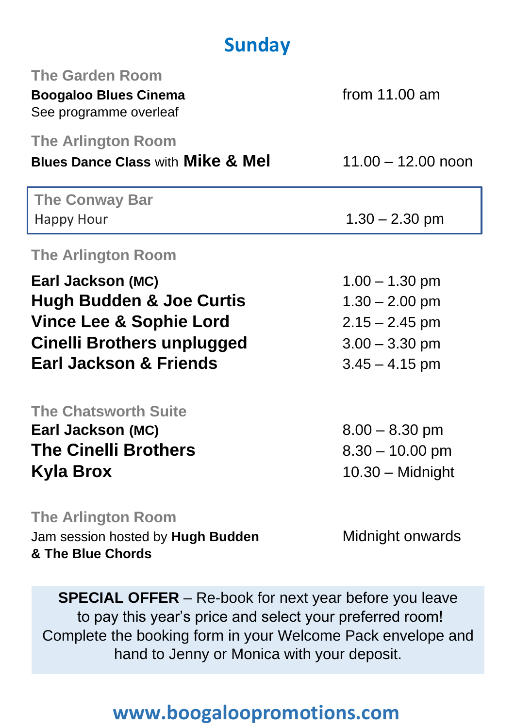# Sunday

### The Garden Room

**Boogaloo Blues Cinema** — from 11.00 am
See programme overleaf

### The Arlington Room

**Blues Dance Class** with **Mike & Mel** — 11.00 – 12.00 noon

### The Conway Bar

Happy Hour — 1.30 – 2.30 pm

### The Arlington Room

| | |
|---|---|
| **Earl Jackson (MC)** | 1.00 – 1.30 pm |
| **Hugh Budden & Joe Curtis** | 1.30 – 2.00 pm |
| **Vince Lee & Sophie Lord** | 2.15 – 2.45 pm |
| **Cinelli Brothers unplugged** | 3.00 – 3.30 pm |
| **Earl Jackson & Friends** | 3.45 – 4.15 pm |

### The Chatsworth Suite

| | |
|---|---|
| **Earl Jackson (MC)** | 8.00 – 8.30 pm |
| **The Cinelli Brothers** | 8.30 – 10.00 pm |
| **Kyla Brox** | 10.30 – Midnight |

### The Arlington Room

Jam session hosted by **Hugh Budden & The Blue Chords** — Midnight onwards

**SPECIAL OFFER** – Re-book for next year before you leave to pay this year's price and select your preferred room! Complete the booking form in your Welcome Pack envelope and hand to Jenny or Monica with your deposit.

**www.boogaloopromotions.com**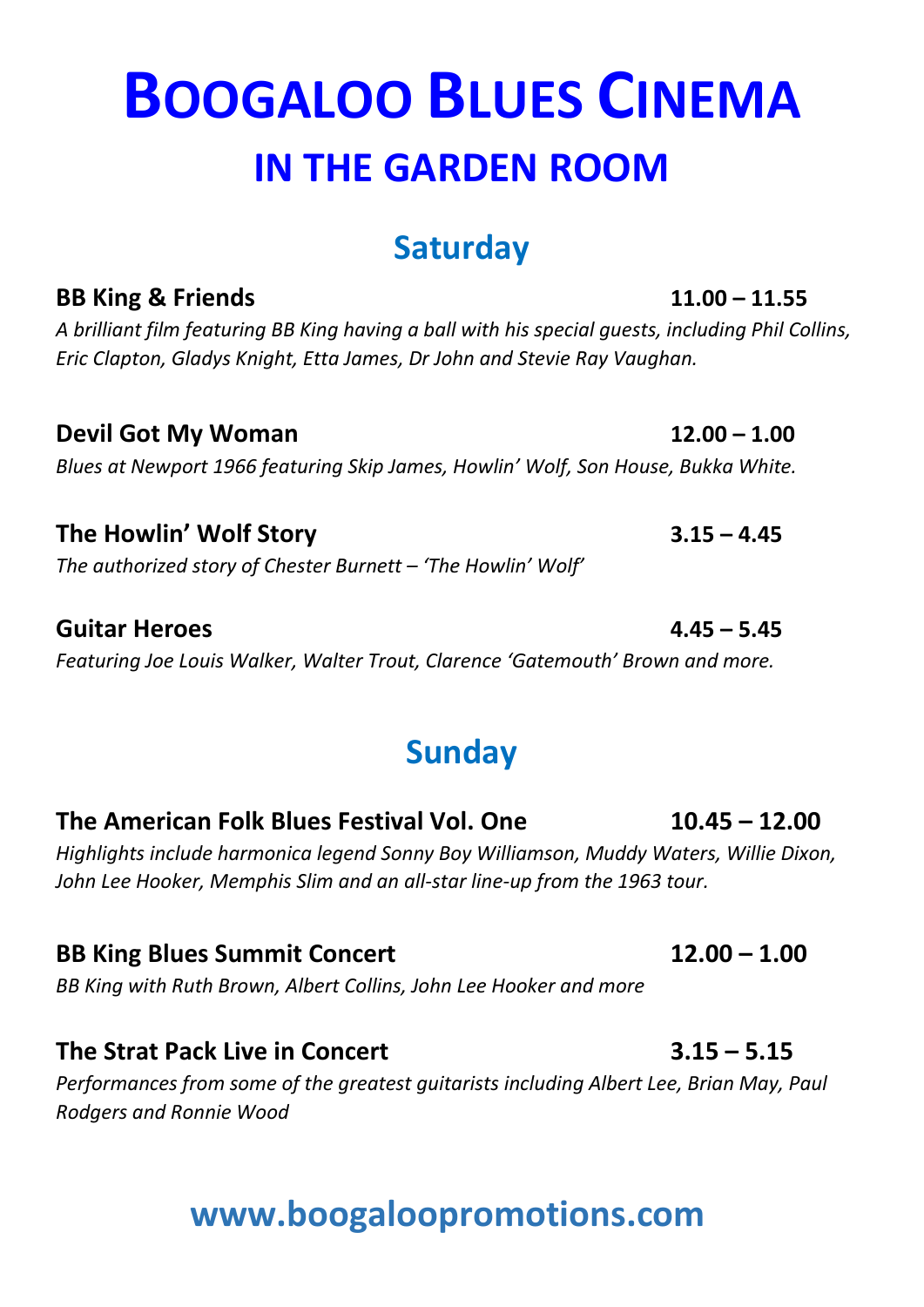# Boogaloo Blues Cinema

## IN THE GARDEN ROOM

### Saturday

**BB King & Friends** **11.00 – 11.55**

*A brilliant film featuring BB King having a ball with his special guests, including Phil Collins, Eric Clapton, Gladys Knight, Etta James, Dr John and Stevie Ray Vaughan.*

**Devil Got My Woman** **12.00 – 1.00**

*Blues at Newport 1966 featuring Skip James, Howlin' Wolf, Son House, Bukka White.*

**The Howlin' Wolf Story** **3.15 – 4.45**

*The authorized story of Chester Burnett – 'The Howlin' Wolf'*

**Guitar Heroes** **4.45 – 5.45**

*Featuring Joe Louis Walker, Walter Trout, Clarence 'Gatemouth' Brown and more.*

### Sunday

**The American Folk Blues Festival Vol. One** **10.45 – 12.00**

*Highlights include harmonica legend Sonny Boy Williamson, Muddy Waters, Willie Dixon, John Lee Hooker, Memphis Slim and an all-star line-up from the 1963 tour.*

**BB King Blues Summit Concert** **12.00 – 1.00**

*BB King with Ruth Brown, Albert Collins, John Lee Hooker and more*

**The Strat Pack Live in Concert** **3.15 – 5.15**

*Performances from some of the greatest guitarists including Albert Lee, Brian May, Paul Rodgers and Ronnie Wood*

**www.boogaloopromotions.com**